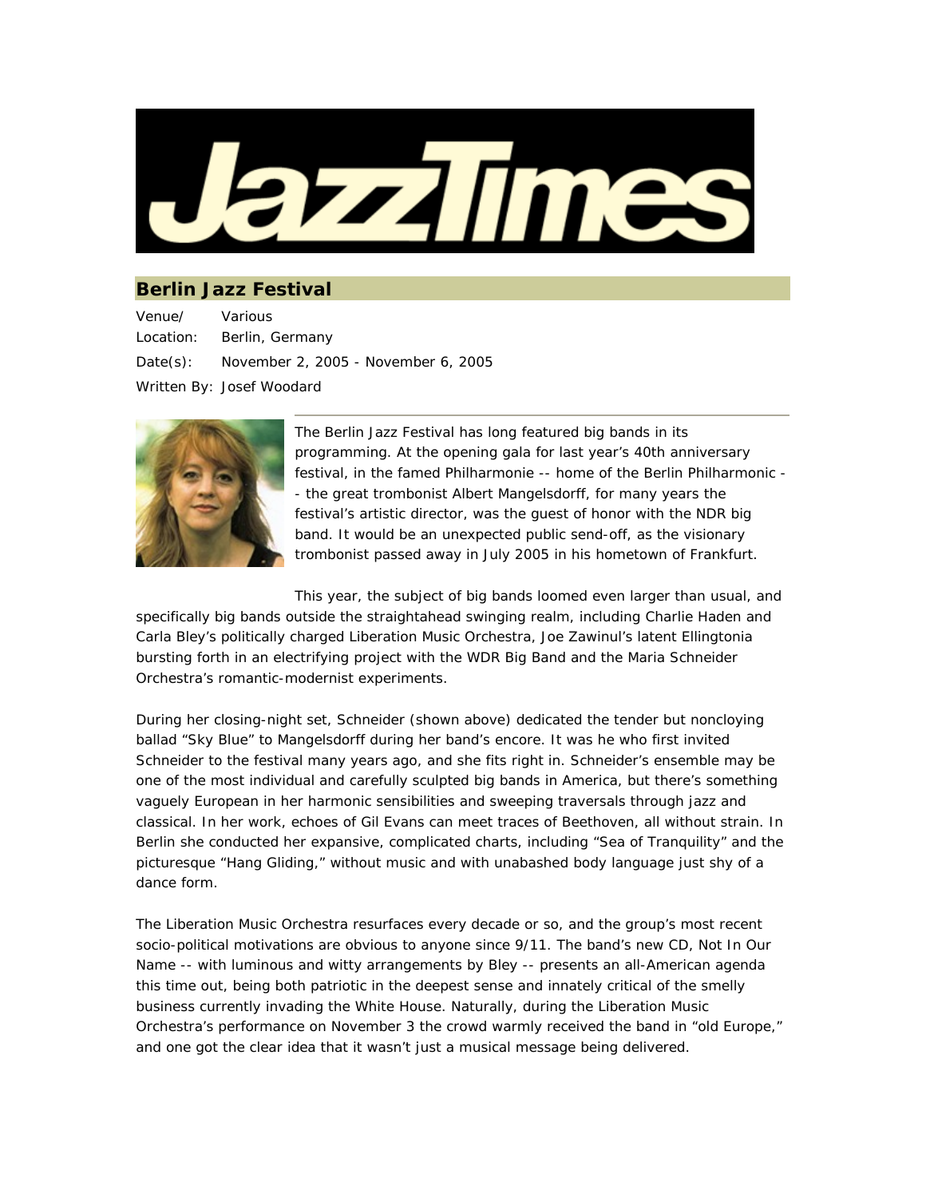# JazzTimes

## Berlin Jazz Festival

Venue/ Location: Various
Berlin, Germany

Date(s): November 2, 2005 - November 6, 2005

Written By: Josef Woodard

The Berlin Jazz Festival has long featured big bands in its programming. At the opening gala for last year's 40th anniversary festival, in the famed Philharmonie -- home of the Berlin Philharmonic -- the great trombonist Albert Mangelsdorff, for many years the festival's artistic director, was the guest of honor with the NDR big band. It would be an unexpected public send-off, as the visionary trombonist passed away in July 2005 in his hometown of Frankfurt.

This year, the subject of big bands loomed even larger than usual, and specifically big bands outside the straightahead swinging realm, including Charlie Haden and Carla Bley's politically charged Liberation Music Orchestra, Joe Zawinul's latent Ellingtonia bursting forth in an electrifying project with the WDR Big Band and the Maria Schneider Orchestra's romantic-modernist experiments.

During her closing-night set, Schneider (shown above) dedicated the tender but noncloying ballad "Sky Blue" to Mangelsdorff during her band's encore. It was he who first invited Schneider to the festival many years ago, and she fits right in. Schneider's ensemble may be one of the most individual and carefully sculpted big bands in America, but there's something vaguely European in her harmonic sensibilities and sweeping traversals through jazz and classical. In her work, echoes of Gil Evans can meet traces of Beethoven, all without strain. In Berlin she conducted her expansive, complicated charts, including "Sea of Tranquility" and the picturesque "Hang Gliding," without music and with unabashed body language just shy of a dance form.

The Liberation Music Orchestra resurfaces every decade or so, and the group's most recent socio-political motivations are obvious to anyone since 9/11. The band's new CD, Not In Our Name -- with luminous and witty arrangements by Bley -- presents an all-American agenda this time out, being both patriotic in the deepest sense and innately critical of the smelly business currently invading the White House. Naturally, during the Liberation Music Orchestra's performance on November 3 the crowd warmly received the band in "old Europe," and one got the clear idea that it wasn't just a musical message being delivered.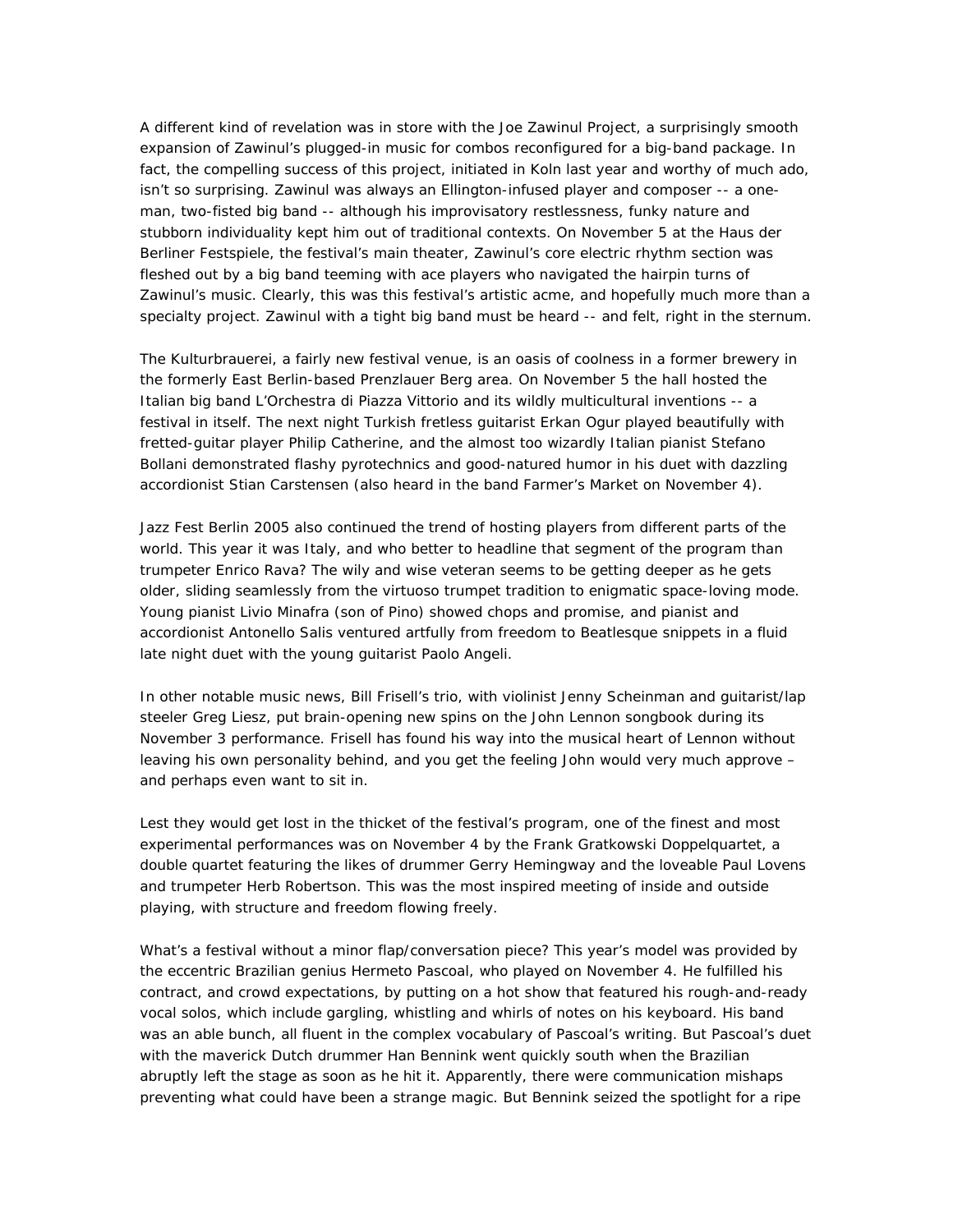A different kind of revelation was in store with the Joe Zawinul Project, a surprisingly smooth expansion of Zawinul's plugged-in music for combos reconfigured for a big-band package. In fact, the compelling success of this project, initiated in Koln last year and worthy of much ado, isn't so surprising. Zawinul was always an Ellington-infused player and composer -- a one-man, two-fisted big band -- although his improvisatory restlessness, funky nature and stubborn individuality kept him out of traditional contexts. On November 5 at the Haus der Berliner Festspiele, the festival's main theater, Zawinul's core electric rhythm section was fleshed out by a big band teeming with ace players who navigated the hairpin turns of Zawinul's music. Clearly, this was this festival's artistic acme, and hopefully much more than a specialty project. Zawinul with a tight big band must be heard -- and felt, right in the sternum.

The Kulturbrauerei, a fairly new festival venue, is an oasis of coolness in a former brewery in the formerly East Berlin-based Prenzlauer Berg area. On November 5 the hall hosted the Italian big band L'Orchestra di Piazza Vittorio and its wildly multicultural inventions -- a festival in itself. The next night Turkish fretless guitarist Erkan Ogur played beautifully with fretted-guitar player Philip Catherine, and the almost too wizardly Italian pianist Stefano Bollani demonstrated flashy pyrotechnics and good-natured humor in his duet with dazzling accordionist Stian Carstensen (also heard in the band Farmer's Market on November 4).

Jazz Fest Berlin 2005 also continued the trend of hosting players from different parts of the world. This year it was Italy, and who better to headline that segment of the program than trumpeter Enrico Rava? The wily and wise veteran seems to be getting deeper as he gets older, sliding seamlessly from the virtuoso trumpet tradition to enigmatic space-loving mode. Young pianist Livio Minafra (son of Pino) showed chops and promise, and pianist and accordionist Antonello Salis ventured artfully from freedom to Beatlesque snippets in a fluid late night duet with the young guitarist Paolo Angeli.

In other notable music news, Bill Frisell's trio, with violinist Jenny Scheinman and guitarist/lap steeler Greg Liesz, put brain-opening new spins on the John Lennon songbook during its November 3 performance. Frisell has found his way into the musical heart of Lennon without leaving his own personality behind, and you get the feeling John would very much approve – and perhaps even want to sit in.

Lest they would get lost in the thicket of the festival's program, one of the finest and most experimental performances was on November 4 by the Frank Gratkowski Doppelquartet, a double quartet featuring the likes of drummer Gerry Hemingway and the loveable Paul Lovens and trumpeter Herb Robertson. This was the most inspired meeting of inside and outside playing, with structure and freedom flowing freely.

What's a festival without a minor flap/conversation piece? This year's model was provided by the eccentric Brazilian genius Hermeto Pascoal, who played on November 4. He fulfilled his contract, and crowd expectations, by putting on a hot show that featured his rough-and-ready vocal solos, which include gargling, whistling and whirls of notes on his keyboard. His band was an able bunch, all fluent in the complex vocabulary of Pascoal's writing. But Pascoal's duet with the maverick Dutch drummer Han Bennink went quickly south when the Brazilian abruptly left the stage as soon as he hit it. Apparently, there were communication mishaps preventing what could have been a strange magic. But Bennink seized the spotlight for a ripe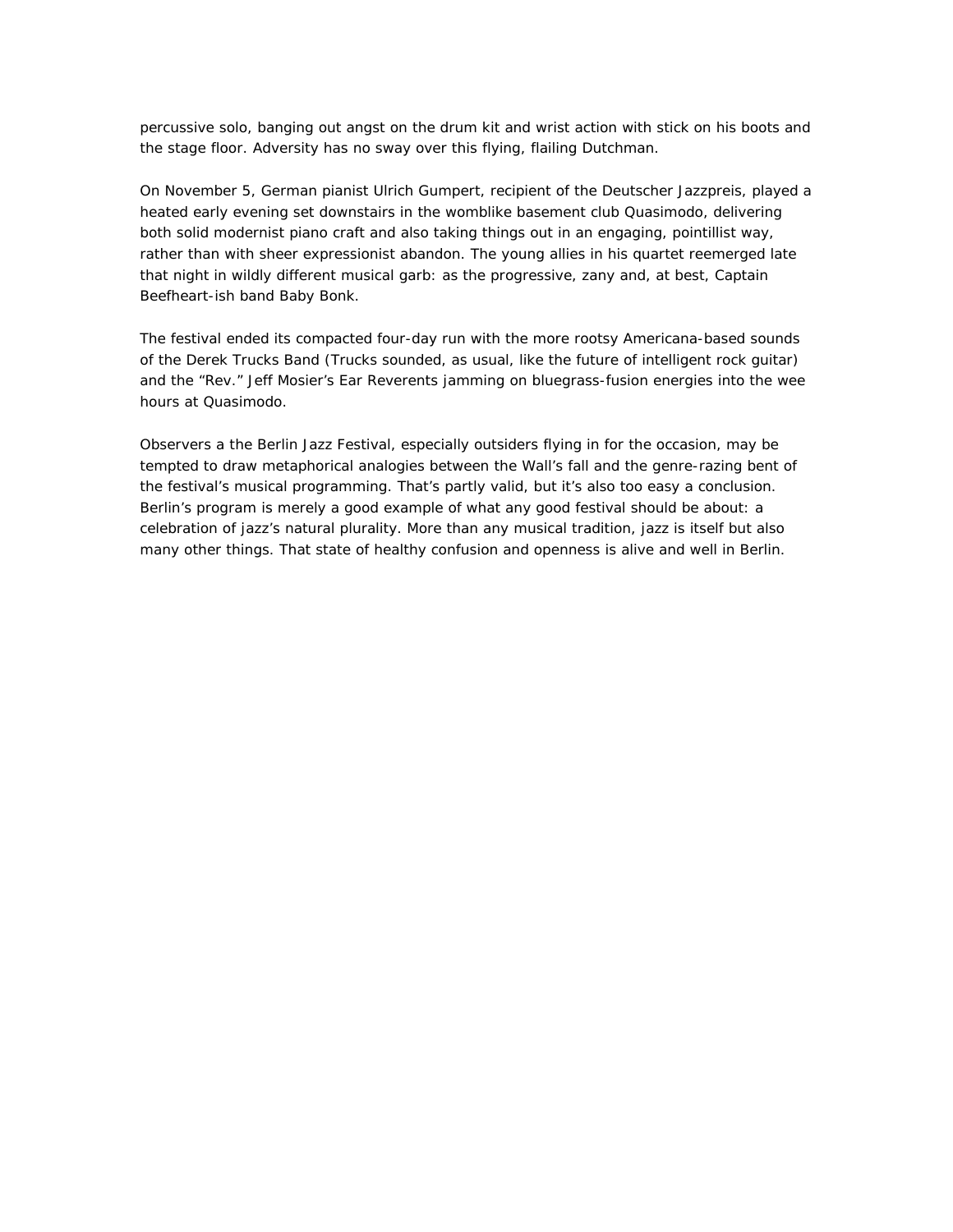percussive solo, banging out angst on the drum kit and wrist action with stick on his boots and the stage floor. Adversity has no sway over this flying, flailing Dutchman.

On November 5, German pianist Ulrich Gumpert, recipient of the Deutscher Jazzpreis, played a heated early evening set downstairs in the womblike basement club Quasimodo, delivering both solid modernist piano craft and also taking things out in an engaging, pointillist way, rather than with sheer expressionist abandon. The young allies in his quartet reemerged late that night in wildly different musical garb: as the progressive, zany and, at best, Captain Beefheart-ish band Baby Bonk.

The festival ended its compacted four-day run with the more rootsy Americana-based sounds of the Derek Trucks Band (Trucks sounded, as usual, like the future of intelligent rock guitar) and the "Rev." Jeff Mosier's Ear Reverents jamming on bluegrass-fusion energies into the wee hours at Quasimodo.

Observers a the Berlin Jazz Festival, especially outsiders flying in for the occasion, may be tempted to draw metaphorical analogies between the Wall's fall and the genre-razing bent of the festival's musical programming. That's partly valid, but it's also too easy a conclusion. Berlin's program is merely a good example of what any good festival should be about: a celebration of jazz's natural plurality. More than any musical tradition, jazz is itself but also many other things. That state of healthy confusion and openness is alive and well in Berlin.